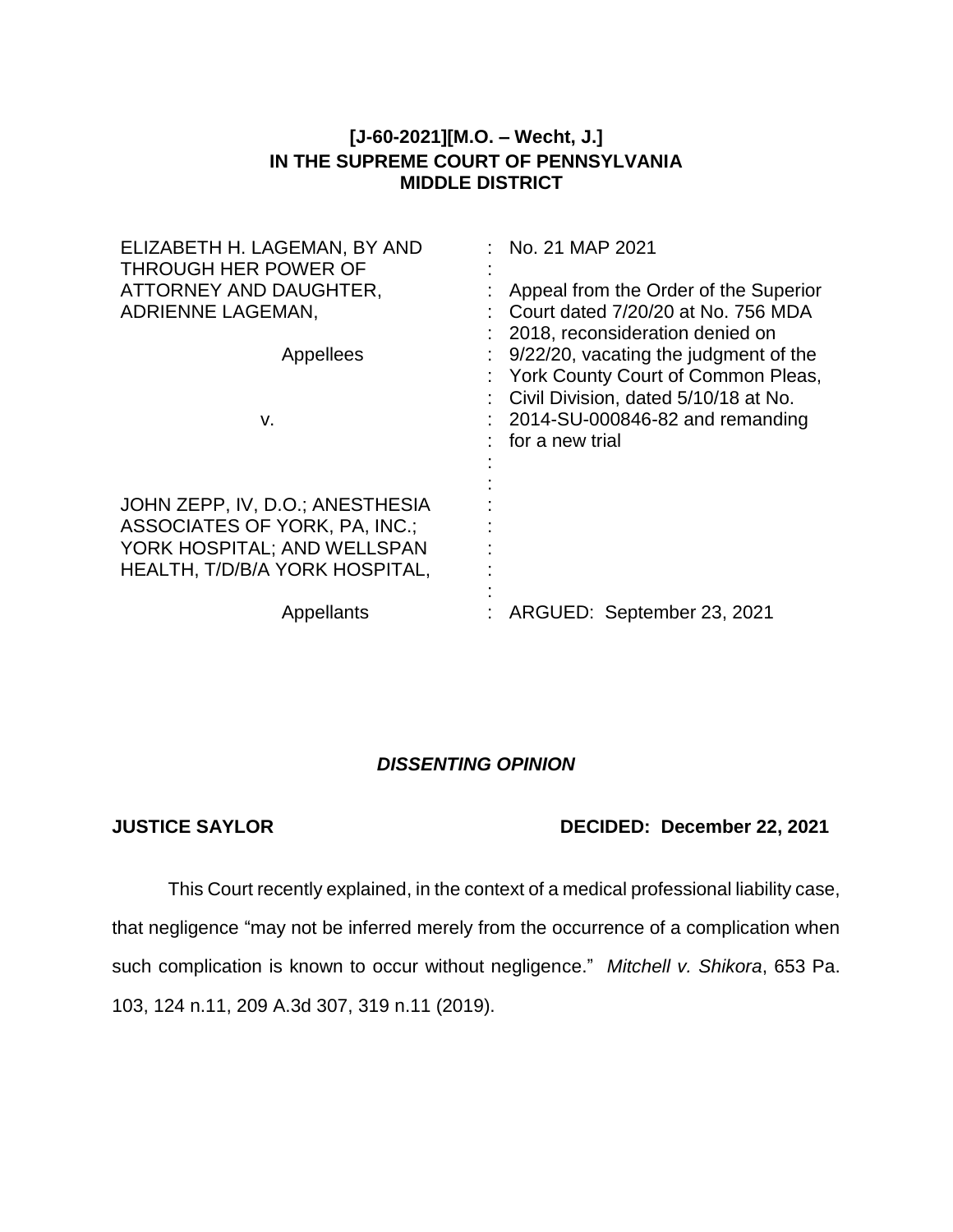**[J-60-2021][M.O. – Wecht, J.]**
**IN THE SUPREME COURT OF PENNSYLVANIA**
**MIDDLE DISTRICT**

| | |
|---|---|
| ELIZABETH H. LAGEMAN, BY AND THROUGH HER POWER OF ATTORNEY AND DAUGHTER, ADRIENNE LAGEMAN,<br><br>Appellees<br><br>v.<br><br>JOHN ZEPP, IV, D.O.; ANESTHESIA ASSOCIATES OF YORK, PA, INC.; YORK HOSPITAL; AND WELLSPAN HEALTH, T/D/B/A YORK HOSPITAL,<br><br>Appellants | No. 21 MAP 2021<br><br>Appeal from the Order of the Superior Court dated 7/20/20 at No. 756 MDA 2018, reconsideration denied on 9/22/20, vacating the judgment of the York County Court of Common Pleas, Civil Division, dated 5/10/18 at No. 2014-SU-000846-82 and remanding for a new trial<br><br>ARGUED: September 23, 2021 |

***DISSENTING OPINION***

**JUSTICE SAYLOR** **DECIDED: December 22, 2021**

This Court recently explained, in the context of a medical professional liability case, that negligence "may not be inferred merely from the occurrence of a complication when such complication is known to occur without negligence." *Mitchell v. Shikora*, 653 Pa. 103, 124 n.11, 209 A.3d 307, 319 n.11 (2019).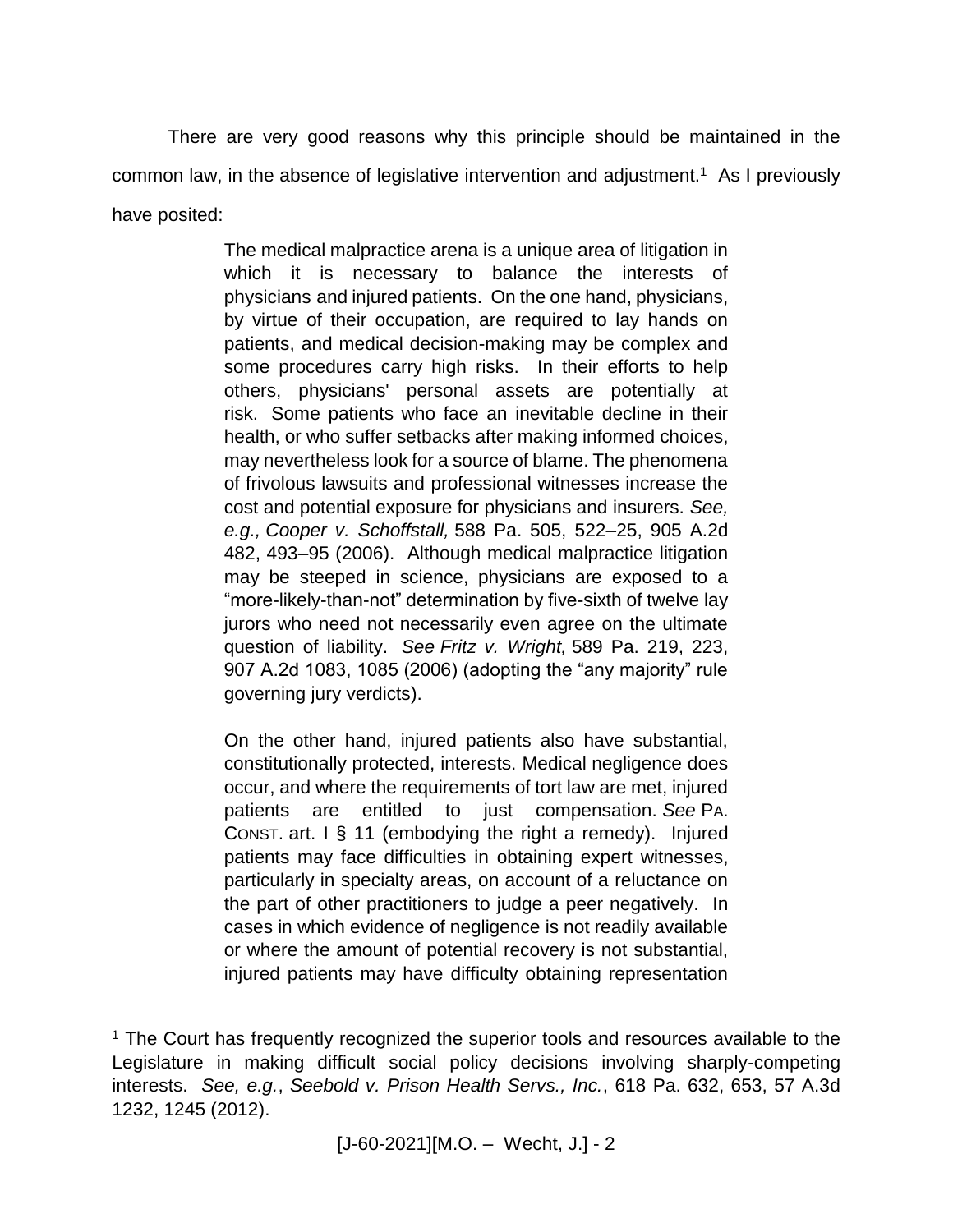There are very good reasons why this principle should be maintained in the common law, in the absence of legislative intervention and adjustment.[1] As I previously have posited:

> The medical malpractice arena is a unique area of litigation in which it is necessary to balance the interests of physicians and injured patients. On the one hand, physicians, by virtue of their occupation, are required to lay hands on patients, and medical decision-making may be complex and some procedures carry high risks. In their efforts to help others, physicians' personal assets are potentially at risk. Some patients who face an inevitable decline in their health, or who suffer setbacks after making informed choices, may nevertheless look for a source of blame. The phenomena of frivolous lawsuits and professional witnesses increase the cost and potential exposure for physicians and insurers. *See, e.g., Cooper v. Schoffstall,* 588 Pa. 505, 522–25, 905 A.2d 482, 493–95 (2006). Although medical malpractice litigation may be steeped in science, physicians are exposed to a "more-likely-than-not" determination by five-sixth of twelve lay jurors who need not necessarily even agree on the ultimate question of liability. *See Fritz v. Wright,* 589 Pa. 219, 223, 907 A.2d 1083, 1085 (2006) (adopting the "any majority" rule governing jury verdicts).
>
> On the other hand, injured patients also have substantial, constitutionally protected, interests. Medical negligence does occur, and where the requirements of tort law are met, injured patients are entitled to just compensation. *See* PA. CONST. art. I § 11 (embodying the right a remedy). Injured patients may face difficulties in obtaining expert witnesses, particularly in specialty areas, on account of a reluctance on the part of other practitioners to judge a peer negatively. In cases in which evidence of negligence is not readily available or where the amount of potential recovery is not substantial, injured patients may have difficulty obtaining representation

---

[1] The Court has frequently recognized the superior tools and resources available to the Legislature in making difficult social policy decisions involving sharply-competing interests. *See, e.g.*, *Seebold v. Prison Health Servs., Inc.*, 618 Pa. 632, 653, 57 A.3d 1232, 1245 (2012).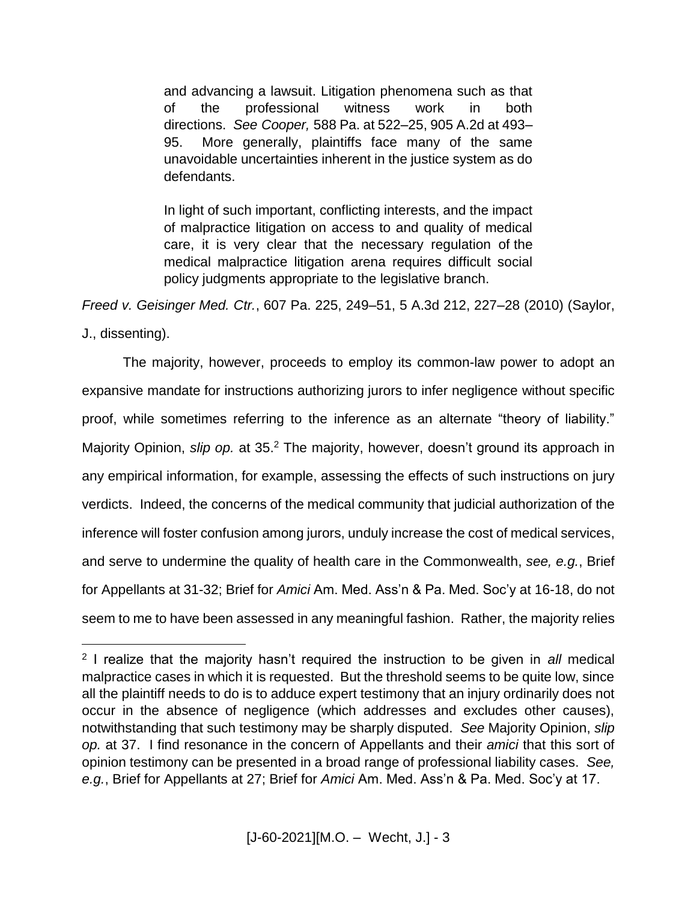> and advancing a lawsuit. Litigation phenomena such as that of the professional witness work in both directions. *See Cooper,* 588 Pa. at 522–25, 905 A.2d at 493–95. More generally, plaintiffs face many of the same unavoidable uncertainties inherent in the justice system as do defendants.
>
> In light of such important, conflicting interests, and the impact of malpractice litigation on access to and quality of medical care, it is very clear that the necessary regulation of the medical malpractice litigation arena requires difficult social policy judgments appropriate to the legislative branch.

*Freed v. Geisinger Med. Ctr.*, 607 Pa. 225, 249–51, 5 A.3d 212, 227–28 (2010) (Saylor, J., dissenting).

The majority, however, proceeds to employ its common-law power to adopt an expansive mandate for instructions authorizing jurors to infer negligence without specific proof, while sometimes referring to the inference as an alternate "theory of liability." Majority Opinion, *slip op.* at 35.[2] The majority, however, doesn't ground its approach in any empirical information, for example, assessing the effects of such instructions on jury verdicts. Indeed, the concerns of the medical community that judicial authorization of the inference will foster confusion among jurors, unduly increase the cost of medical services, and serve to undermine the quality of health care in the Commonwealth, *see, e.g.*, Brief for Appellants at 31-32; Brief for *Amici* Am. Med. Ass'n & Pa. Med. Soc'y at 16-18, do not seem to me to have been assessed in any meaningful fashion. Rather, the majority relies

---

[2] I realize that the majority hasn't required the instruction to be given in *all* medical malpractice cases in which it is requested. But the threshold seems to be quite low, since all the plaintiff needs to do is to adduce expert testimony that an injury ordinarily does not occur in the absence of negligence (which addresses and excludes other causes), notwithstanding that such testimony may be sharply disputed. *See* Majority Opinion, *slip op.* at 37. I find resonance in the concern of Appellants and their *amici* that this sort of opinion testimony can be presented in a broad range of professional liability cases. *See, e.g.*, Brief for Appellants at 27; Brief for *Amici* Am. Med. Ass'n & Pa. Med. Soc'y at 17.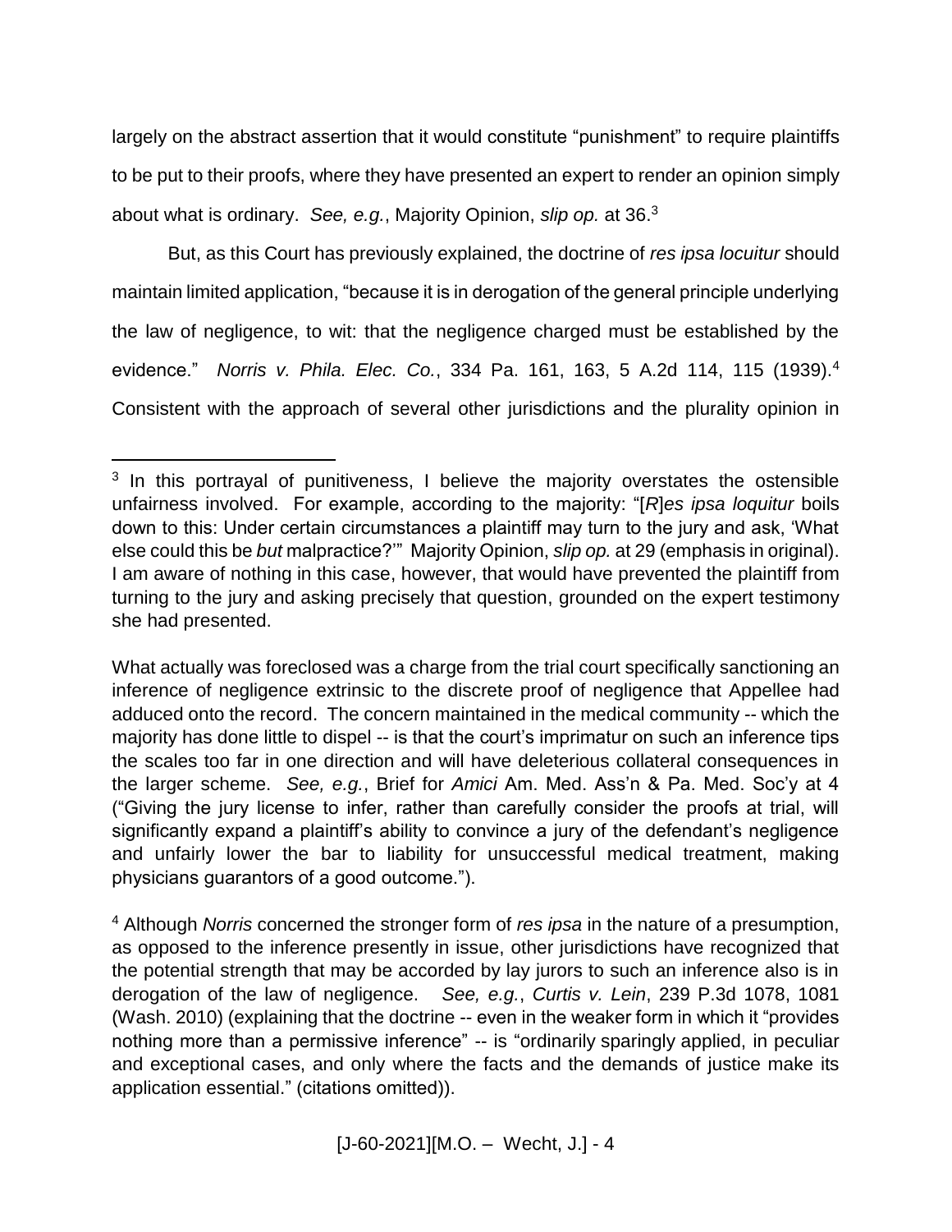largely on the abstract assertion that it would constitute "punishment" to require plaintiffs to be put to their proofs, where they have presented an expert to render an opinion simply about what is ordinary. *See, e.g.*, Majority Opinion, *slip op.* at 36.[3]

But, as this Court has previously explained, the doctrine of *res ipsa locuitur* should maintain limited application, "because it is in derogation of the general principle underlying the law of negligence, to wit: that the negligence charged must be established by the evidence." *Norris v. Phila. Elec. Co.*, 334 Pa. 161, 163, 5 A.2d 114, 115 (1939).[4] Consistent with the approach of several other jurisdictions and the plurality opinion in

---

[3] In this portrayal of punitiveness, I believe the majority overstates the ostensible unfairness involved. For example, according to the majority: "[*R*]*es ipsa loquitur* boils down to this: Under certain circumstances a plaintiff may turn to the jury and ask, 'What else could this be *but* malpractice?'" Majority Opinion, *slip op.* at 29 (emphasis in original). I am aware of nothing in this case, however, that would have prevented the plaintiff from turning to the jury and asking precisely that question, grounded on the expert testimony she had presented.

What actually was foreclosed was a charge from the trial court specifically sanctioning an inference of negligence extrinsic to the discrete proof of negligence that Appellee had adduced onto the record. The concern maintained in the medical community -- which the majority has done little to dispel -- is that the court's imprimatur on such an inference tips the scales too far in one direction and will have deleterious collateral consequences in the larger scheme. *See, e.g.*, Brief for *Amici* Am. Med. Ass'n & Pa. Med. Soc'y at 4 ("Giving the jury license to infer, rather than carefully consider the proofs at trial, will significantly expand a plaintiff's ability to convince a jury of the defendant's negligence and unfairly lower the bar to liability for unsuccessful medical treatment, making physicians guarantors of a good outcome.").

[4] Although *Norris* concerned the stronger form of *res ipsa* in the nature of a presumption, as opposed to the inference presently in issue, other jurisdictions have recognized that the potential strength that may be accorded by lay jurors to such an inference also is in derogation of the law of negligence. *See, e.g.*, *Curtis v. Lein*, 239 P.3d 1078, 1081 (Wash. 2010) (explaining that the doctrine -- even in the weaker form in which it "provides nothing more than a permissive inference" -- is "ordinarily sparingly applied, in peculiar and exceptional cases, and only where the facts and the demands of justice make its application essential." (citations omitted)).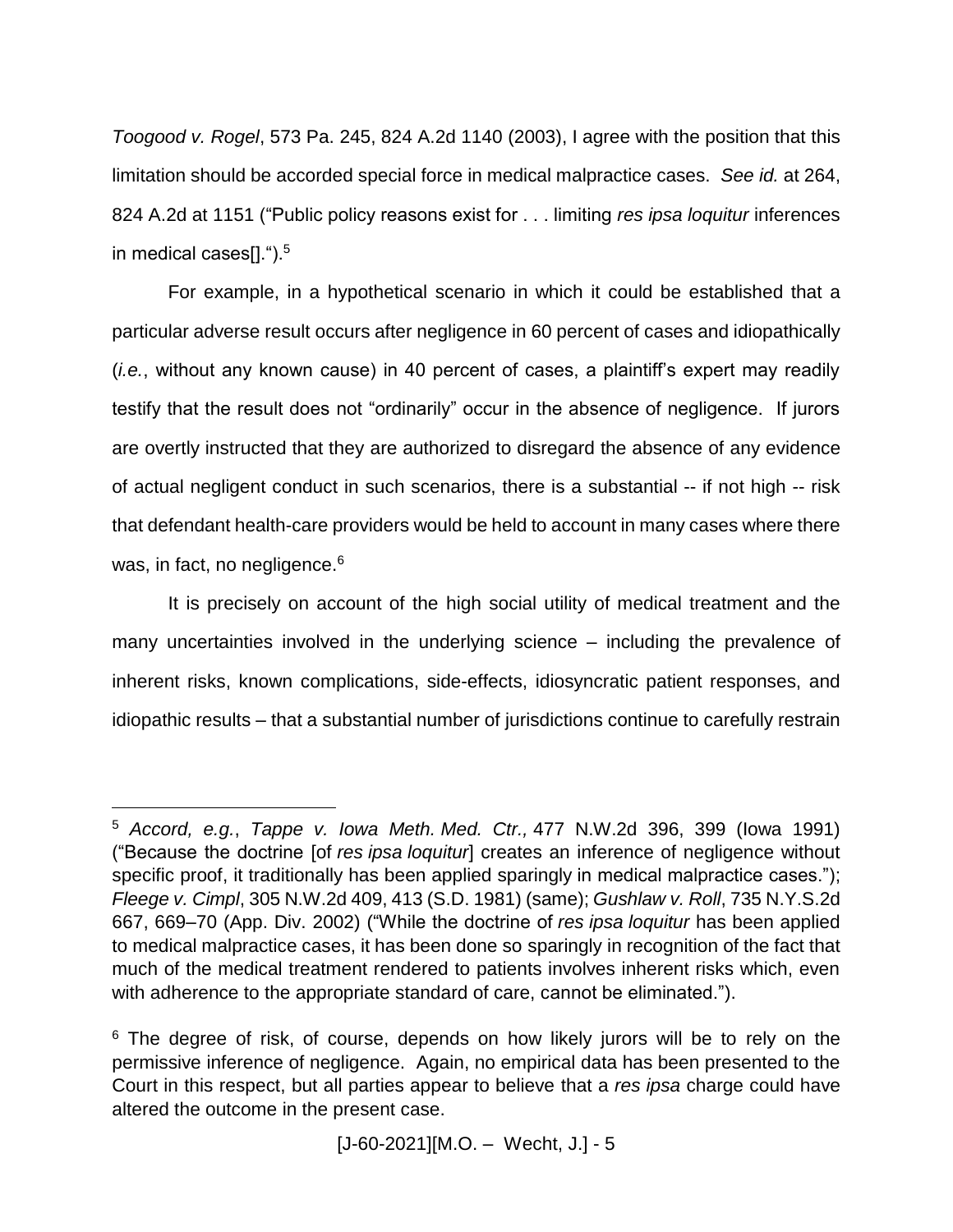*Toogood v. Rogel*, 573 Pa. 245, 824 A.2d 1140 (2003), I agree with the position that this limitation should be accorded special force in medical malpractice cases. *See id.* at 264, 824 A.2d at 1151 ("Public policy reasons exist for . . . limiting *res ipsa loquitur* inferences in medical cases[]."").[5]

For example, in a hypothetical scenario in which it could be established that a particular adverse result occurs after negligence in 60 percent of cases and idiopathically (*i.e.*, without any known cause) in 40 percent of cases, a plaintiff's expert may readily testify that the result does not "ordinarily" occur in the absence of negligence. If jurors are overtly instructed that they are authorized to disregard the absence of any evidence of actual negligent conduct in such scenarios, there is a substantial -- if not high -- risk that defendant health-care providers would be held to account in many cases where there was, in fact, no negligence.[6]

It is precisely on account of the high social utility of medical treatment and the many uncertainties involved in the underlying science – including the prevalence of inherent risks, known complications, side-effects, idiosyncratic patient responses, and idiopathic results – that a substantial number of jurisdictions continue to carefully restrain

---

[5] *Accord, e.g.*, *Tappe v. Iowa Meth. Med. Ctr.,* 477 N.W.2d 396, 399 (Iowa 1991) ("Because the doctrine [of *res ipsa loquitur*] creates an inference of negligence without specific proof, it traditionally has been applied sparingly in medical malpractice cases."); *Fleege v. Cimpl*, 305 N.W.2d 409, 413 (S.D. 1981) (same); *Gushlaw v. Roll*, 735 N.Y.S.2d 667, 669–70 (App. Div. 2002) ("While the doctrine of *res ipsa loquitur* has been applied to medical malpractice cases, it has been done so sparingly in recognition of the fact that much of the medical treatment rendered to patients involves inherent risks which, even with adherence to the appropriate standard of care, cannot be eliminated.").

[6] The degree of risk, of course, depends on how likely jurors will be to rely on the permissive inference of negligence. Again, no empirical data has been presented to the Court in this respect, but all parties appear to believe that a *res ipsa* charge could have altered the outcome in the present case.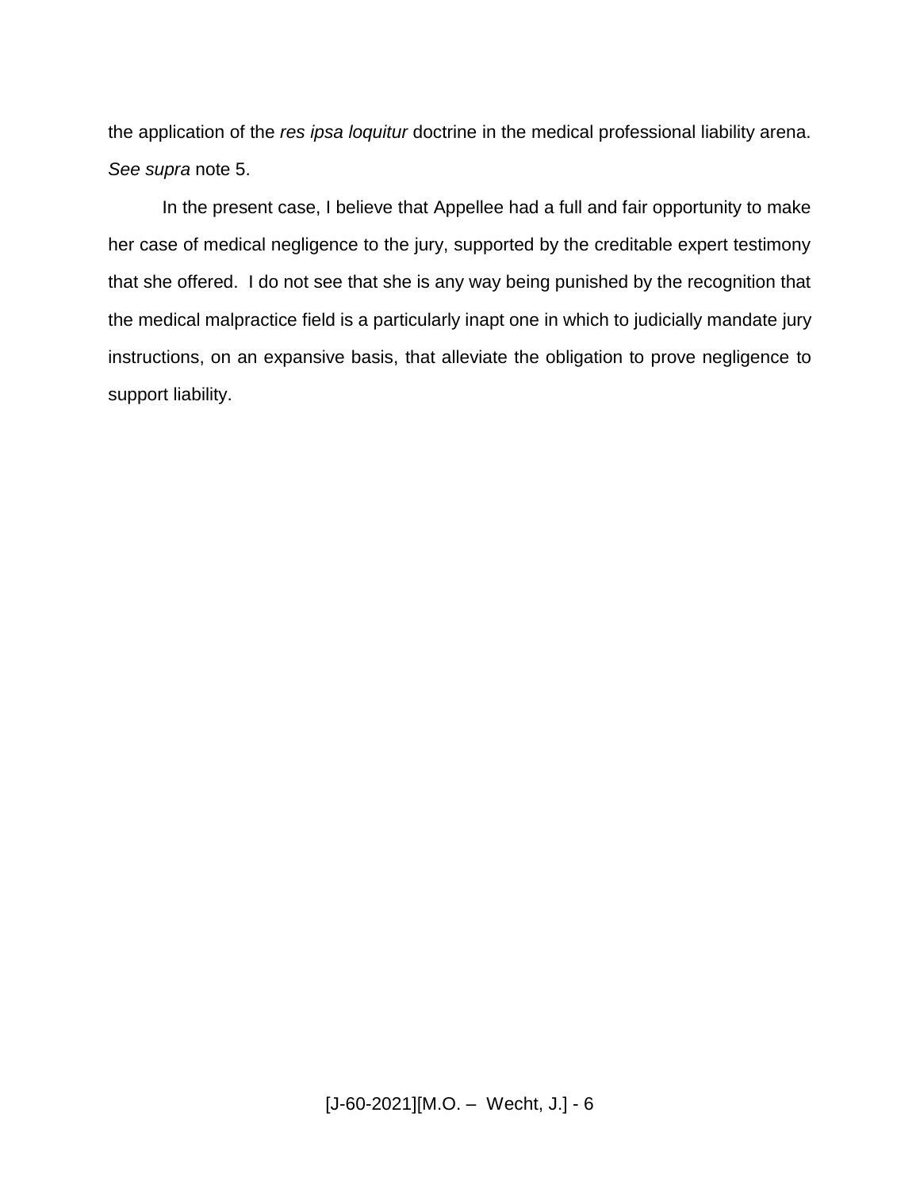the application of the *res ipsa loquitur* doctrine in the medical professional liability arena. *See supra* note 5.

In the present case, I believe that Appellee had a full and fair opportunity to make her case of medical negligence to the jury, supported by the creditable expert testimony that she offered. I do not see that she is any way being punished by the recognition that the medical malpractice field is a particularly inapt one in which to judicially mandate jury instructions, on an expansive basis, that alleviate the obligation to prove negligence to support liability.